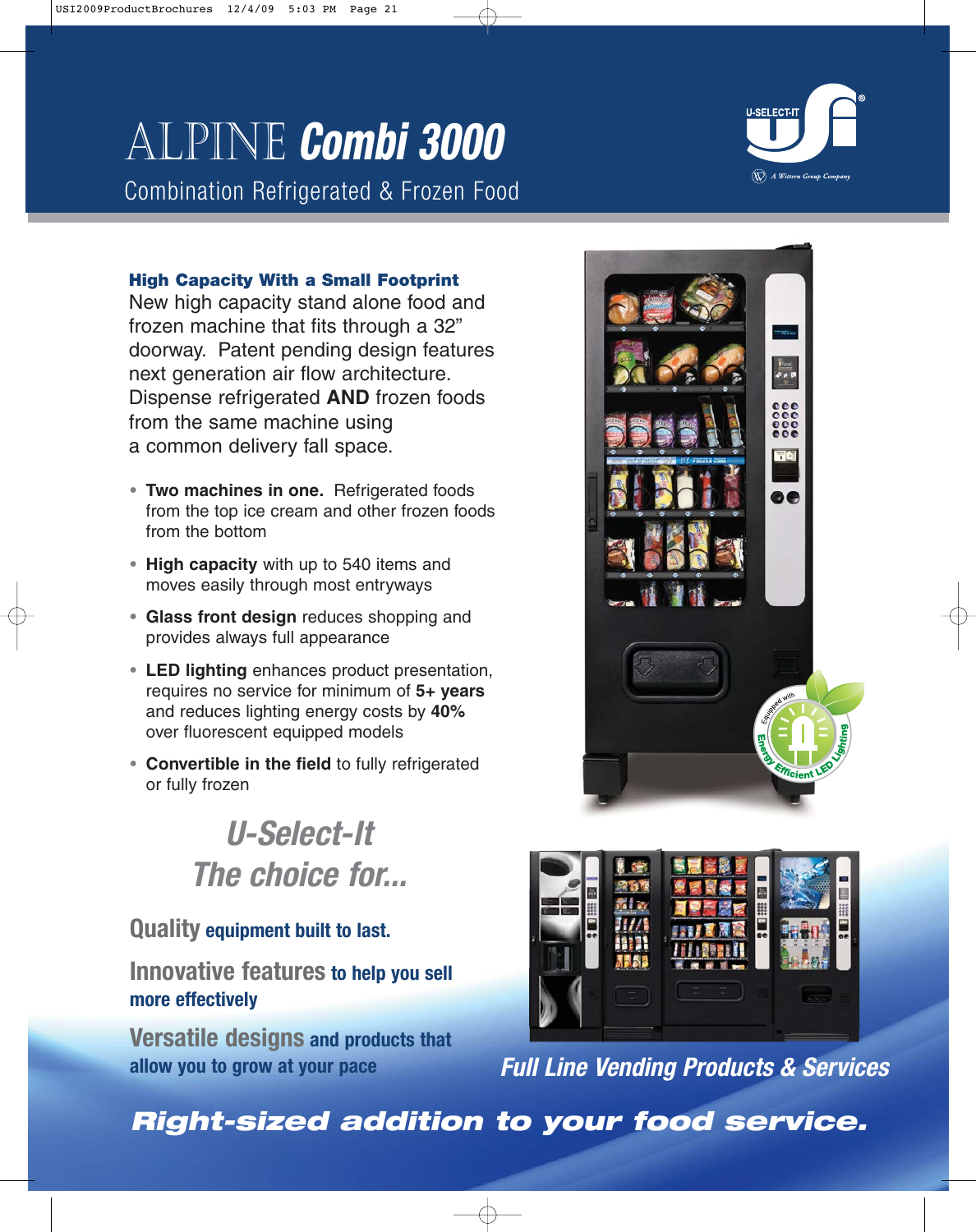# ALPINE *Combi 3000*

## Combination Refrigerated & Frozen Food

U-SELECT-IT®

A Wittern Group Company

### High Capacity With a Small Footprint

New high capacity stand alone food and frozen machine that fits through a 32" doorway. Patent pending design features next generation air flow architecture. Dispense refrigerated **AND** frozen foods from the same machine using a common delivery fall space.

- **Two machines in one.** Refrigerated foods from the top ice cream and other frozen foods from the bottom
- **High capacity** with up to 540 items and moves easily through most entryways
- **Glass front design** reduces shopping and provides always full appearance
- **LED lighting** enhances product presentation, requires no service for minimum of **5+ years** and reduces lighting energy costs by **40%** over fluorescent equipped models
- **Convertible in the field** to fully refrigerated or fully frozen

Equipped with Energy Efficient LED Lighting

*U-Select-It*
*The choice for...*

**Quality** equipment built to last.

**Innovative features** to help you sell more effectively

**Versatile designs** and products that allow you to grow at your pace

*Full Line Vending Products & Services*

***Right-sized addition to your food service.***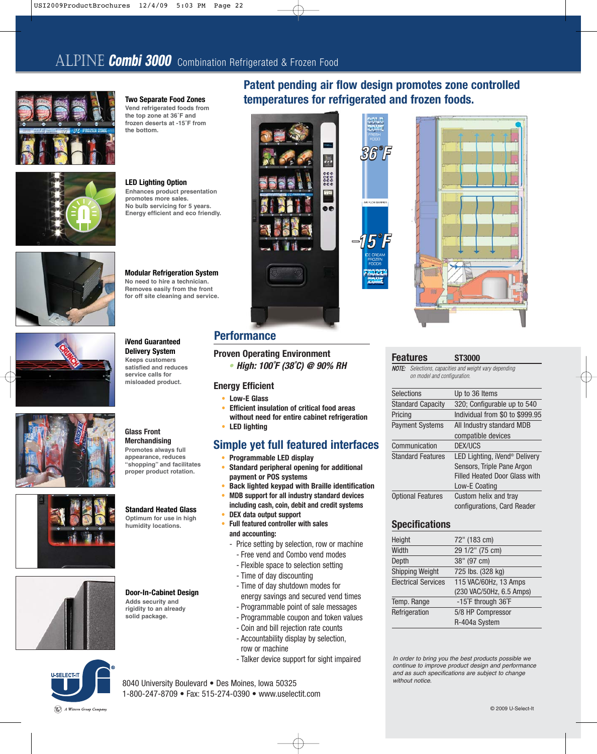# ALPINE Combi 3000 Combination Refrigerated & Frozen Food

### Two Separate Food Zones

Vend refrigerated foods from the top zone at 36˚F and frozen deserts at -15˚F from the bottom.

### LED Lighting Option

Enhances product presentation promotes more sales.
No bulb servicing for 5 years.
Energy efficient and eco friendly.

### Modular Refrigeration System

No need to hire a technician.
Removes easily from the front for off site cleaning and service.

### iVend Guaranteed Delivery System

Keeps customers satisfied and reduces service calls for misloaded product.

### Glass Front Merchandising

Promotes always full appearance, reduces "shopping" and facilitates proper product rotation.

### Standard Heated Glass

Optimum for use in high humidity locations.

### Door-In-Cabinet Design

Adds security and rigidity to an already solid package.

## Patent pending air flow design promotes zone controlled temperatures for refrigerated and frozen foods.

COLD ZONE
FRESH FOOD
36˚F

AIR FLOW BARRIER

-15˚F
ICE CREAM
FROZEN FOODS
FROZEN ZONE

## Performance

### Proven Operating Environment

- *High: 100˚F (38˚C) @ 90% RH*

### Energy Efficient

- Low-E Glass
- Efficient insulation of critical food areas without need for entire cabinet refrigeration
- LED lighting

## Simple yet full featured interfaces

- Programmable LED display
- Standard peripheral opening for additional payment or POS systems
- Back lighted keypad with Braille identification
- MDB support for all industry standard devices including cash, coin, debit and credit systems
- DEX data output support
- Full featured controller with sales and accounting:
  - Price setting by selection, row or machine
  - Free vend and Combo vend modes
  - Flexible space to selection setting
  - Time of day discounting
  - Time of day shutdown modes for energy savings and secured vend times
  - Programmable point of sale messages
  - Programmable coupon and token values
  - Coin and bill rejection rate counts
  - Accountability display by selection, row or machine
  - Talker device support for sight impaired

## Features

| Features | ST3000 |
|---|---|
| Selections | Up to 36 Items |
| Standard Capacity | 320; Configurable up to 540 |
| Pricing | Individual from $0 to $999.95 |
| Payment Systems | All Industry standard MDB compatible devices |
| Communication | DEX/UCS |
| Standard Features | LED Lighting, iVend® Delivery Sensors, Triple Pane Argon Filled Heated Door Glass with Low-E Coating |
| Optional Features | Custom helix and tray configurations, Card Reader |

*NOTE: Selections, capacities and weight vary depending on model and configuration.*

## Specifications

| | |
|---|---|
| Height | 72" (183 cm) |
| Width | 29 1/2" (75 cm) |
| Depth | 38" (97 cm) |
| Shipping Weight | 725 lbs. (328 kg) |
| Electrical Services | 115 VAC/60Hz, 13 Amps (230 VAC/50Hz, 6.5 Amps) |
| Temp. Range | -15˚F through 36˚F |
| Refrigeration | 5/8 HP Compressor R-404a System |

*In order to bring you the best products possible we continue to improve product design and performance and as such specifications are subject to change without notice.*

U-SELECT-IT®
A Wittern Group Company

8040 University Boulevard • Des Moines, Iowa 50325
1-800-247-8709 • Fax: 515-274-0390 • www.uselectit.com

© 2009 U-Select-It